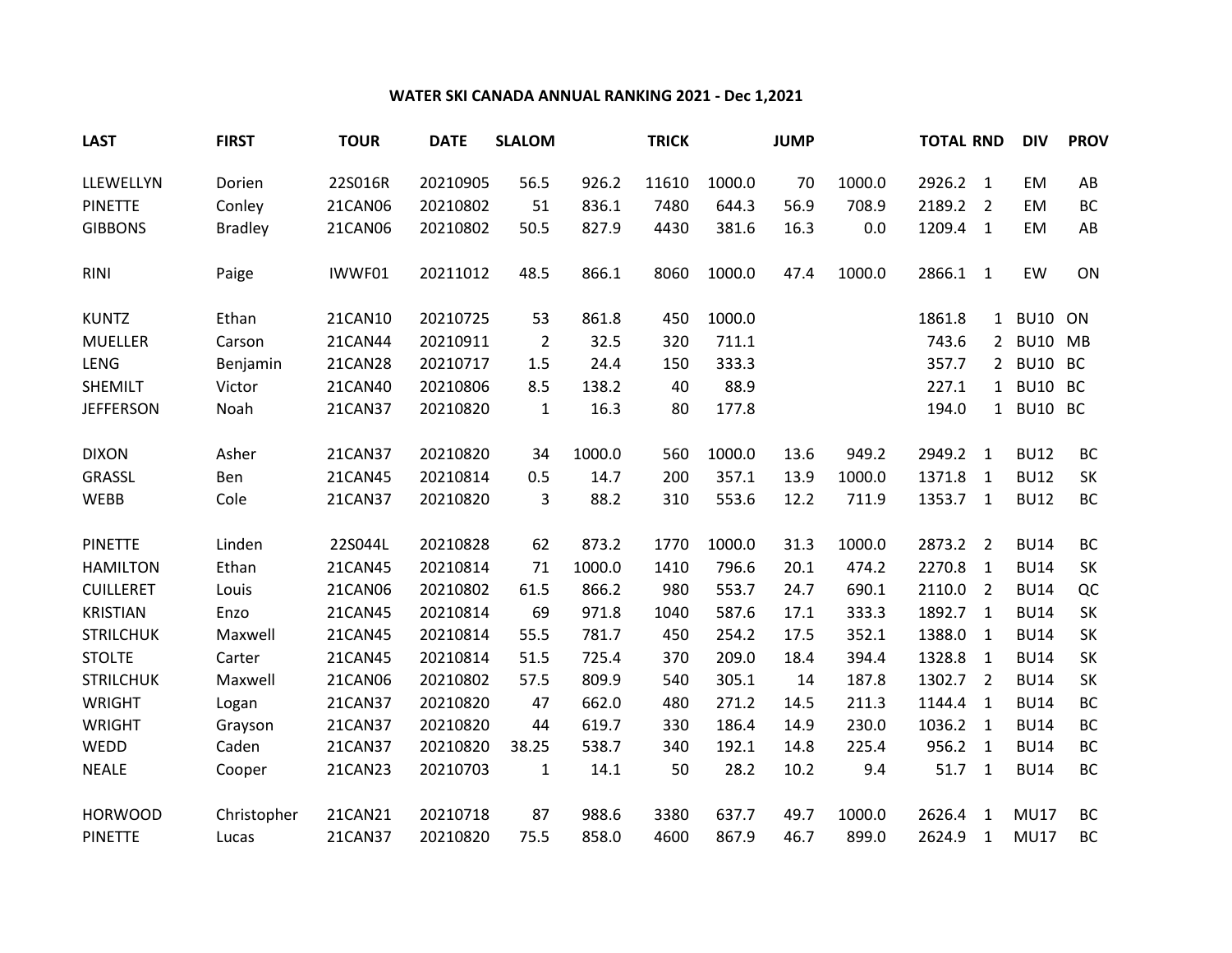## WATER SKI CANADA ANNUAL RANKING 2021 - Dec 1,2021

| LAST | FIRST | TOUR | DATE | SLALOM | | TRICK | | JUMP | | TOTAL | RND | DIV | PROV |
|---|---|---|---|---|---|---|---|---|---|---|---|---|---|
| LLEWELLYN | Dorien | 22S016R | 20210905 | 56.5 | 926.2 | 11610 | 1000.0 | 70 | 1000.0 | 2926.2 | 1 | EM | AB |
| PINETTE | Conley | 21CAN06 | 20210802 | 51 | 836.1 | 7480 | 644.3 | 56.9 | 708.9 | 2189.2 | 2 | EM | BC |
| GIBBONS | Bradley | 21CAN06 | 20210802 | 50.5 | 827.9 | 4430 | 381.6 | 16.3 | 0.0 | 1209.4 | 1 | EM | AB |
| | | | | | | | | | | | | | |
| RINI | Paige | IWWF01 | 20211012 | 48.5 | 866.1 | 8060 | 1000.0 | 47.4 | 1000.0 | 2866.1 | 1 | EW | ON |
| | | | | | | | | | | | | | |
| KUNTZ | Ethan | 21CAN10 | 20210725 | 53 | 861.8 | 450 | 1000.0 | | | 1861.8 | 1 | BU10 | ON |
| MUELLER | Carson | 21CAN44 | 20210911 | 2 | 32.5 | 320 | 711.1 | | | 743.6 | 2 | BU10 | MB |
| LENG | Benjamin | 21CAN28 | 20210717 | 1.5 | 24.4 | 150 | 333.3 | | | 357.7 | 2 | BU10 | BC |
| SHEMILT | Victor | 21CAN40 | 20210806 | 8.5 | 138.2 | 40 | 88.9 | | | 227.1 | 1 | BU10 | BC |
| JEFFERSON | Noah | 21CAN37 | 20210820 | 1 | 16.3 | 80 | 177.8 | | | 194.0 | 1 | BU10 | BC |
| | | | | | | | | | | | | | |
| DIXON | Asher | 21CAN37 | 20210820 | 34 | 1000.0 | 560 | 1000.0 | 13.6 | 949.2 | 2949.2 | 1 | BU12 | BC |
| GRASSL | Ben | 21CAN45 | 20210814 | 0.5 | 14.7 | 200 | 357.1 | 13.9 | 1000.0 | 1371.8 | 1 | BU12 | SK |
| WEBB | Cole | 21CAN37 | 20210820 | 3 | 88.2 | 310 | 553.6 | 12.2 | 711.9 | 1353.7 | 1 | BU12 | BC |
| | | | | | | | | | | | | | |
| PINETTE | Linden | 22S044L | 20210828 | 62 | 873.2 | 1770 | 1000.0 | 31.3 | 1000.0 | 2873.2 | 2 | BU14 | BC |
| HAMILTON | Ethan | 21CAN45 | 20210814 | 71 | 1000.0 | 1410 | 796.6 | 20.1 | 474.2 | 2270.8 | 1 | BU14 | SK |
| CUILLERET | Louis | 21CAN06 | 20210802 | 61.5 | 866.2 | 980 | 553.7 | 24.7 | 690.1 | 2110.0 | 2 | BU14 | QC |
| KRISTIAN | Enzo | 21CAN45 | 20210814 | 69 | 971.8 | 1040 | 587.6 | 17.1 | 333.3 | 1892.7 | 1 | BU14 | SK |
| STRILCHUK | Maxwell | 21CAN45 | 20210814 | 55.5 | 781.7 | 450 | 254.2 | 17.5 | 352.1 | 1388.0 | 1 | BU14 | SK |
| STOLTE | Carter | 21CAN45 | 20210814 | 51.5 | 725.4 | 370 | 209.0 | 18.4 | 394.4 | 1328.8 | 1 | BU14 | SK |
| STRILCHUK | Maxwell | 21CAN06 | 20210802 | 57.5 | 809.9 | 540 | 305.1 | 14 | 187.8 | 1302.7 | 2 | BU14 | SK |
| WRIGHT | Logan | 21CAN37 | 20210820 | 47 | 662.0 | 480 | 271.2 | 14.5 | 211.3 | 1144.4 | 1 | BU14 | BC |
| WRIGHT | Grayson | 21CAN37 | 20210820 | 44 | 619.7 | 330 | 186.4 | 14.9 | 230.0 | 1036.2 | 1 | BU14 | BC |
| WEDD | Caden | 21CAN37 | 20210820 | 38.25 | 538.7 | 340 | 192.1 | 14.8 | 225.4 | 956.2 | 1 | BU14 | BC |
| NEALE | Cooper | 21CAN23 | 20210703 | 1 | 14.1 | 50 | 28.2 | 10.2 | 9.4 | 51.7 | 1 | BU14 | BC |
| | | | | | | | | | | | | | |
| HORWOOD | Christopher | 21CAN21 | 20210718 | 87 | 988.6 | 3380 | 637.7 | 49.7 | 1000.0 | 2626.4 | 1 | MU17 | BC |
| PINETTE | Lucas | 21CAN37 | 20210820 | 75.5 | 858.0 | 4600 | 867.9 | 46.7 | 899.0 | 2624.9 | 1 | MU17 | BC |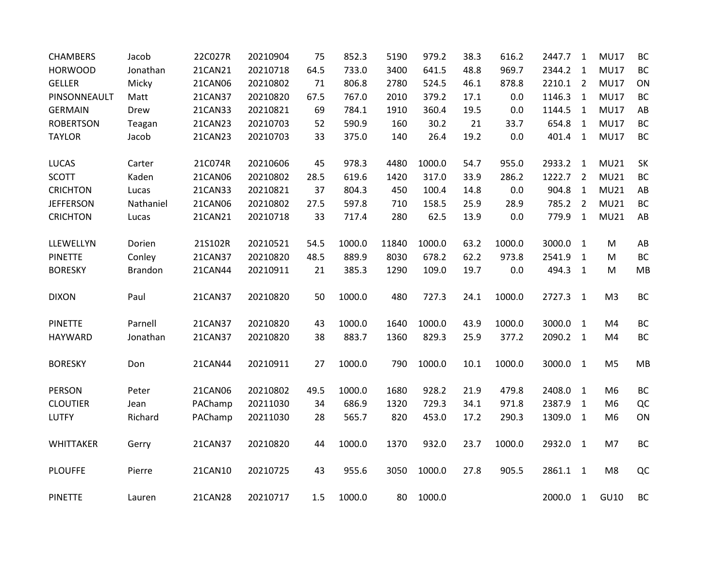| | | | | | | | | | | | | | |
|---|---|---|---|---|---|---|---|---|---|---|---|---|---|
| CHAMBERS | Jacob | 22C027R | 20210904 | 75 | 852.3 | 5190 | 979.2 | 38.3 | 616.2 | 2447.7 | 1 | MU17 | BC |
| HORWOOD | Jonathan | 21CAN21 | 20210718 | 64.5 | 733.0 | 3400 | 641.5 | 48.8 | 969.7 | 2344.2 | 1 | MU17 | BC |
| GELLER | Micky | 21CAN06 | 20210802 | 71 | 806.8 | 2780 | 524.5 | 46.1 | 878.8 | 2210.1 | 2 | MU17 | ON |
| PINSONNEAULT | Matt | 21CAN37 | 20210820 | 67.5 | 767.0 | 2010 | 379.2 | 17.1 | 0.0 | 1146.3 | 1 | MU17 | BC |
| GERMAIN | Drew | 21CAN33 | 20210821 | 69 | 784.1 | 1910 | 360.4 | 19.5 | 0.0 | 1144.5 | 1 | MU17 | AB |
| ROBERTSON | Teagan | 21CAN23 | 20210703 | 52 | 590.9 | 160 | 30.2 | 21 | 33.7 | 654.8 | 1 | MU17 | BC |
| TAYLOR | Jacob | 21CAN23 | 20210703 | 33 | 375.0 | 140 | 26.4 | 19.2 | 0.0 | 401.4 | 1 | MU17 | BC |
| | | | | | | | | | | | | | |
| LUCAS | Carter | 21C074R | 20210606 | 45 | 978.3 | 4480 | 1000.0 | 54.7 | 955.0 | 2933.2 | 1 | MU21 | SK |
| SCOTT | Kaden | 21CAN06 | 20210802 | 28.5 | 619.6 | 1420 | 317.0 | 33.9 | 286.2 | 1222.7 | 2 | MU21 | BC |
| CRICHTON | Lucas | 21CAN33 | 20210821 | 37 | 804.3 | 450 | 100.4 | 14.8 | 0.0 | 904.8 | 1 | MU21 | AB |
| JEFFERSON | Nathaniel | 21CAN06 | 20210802 | 27.5 | 597.8 | 710 | 158.5 | 25.9 | 28.9 | 785.2 | 2 | MU21 | BC |
| CRICHTON | Lucas | 21CAN21 | 20210718 | 33 | 717.4 | 280 | 62.5 | 13.9 | 0.0 | 779.9 | 1 | MU21 | AB |
| | | | | | | | | | | | | | |
| LLEWELLYN | Dorien | 21S102R | 20210521 | 54.5 | 1000.0 | 11840 | 1000.0 | 63.2 | 1000.0 | 3000.0 | 1 | M | AB |
| PINETTE | Conley | 21CAN37 | 20210820 | 48.5 | 889.9 | 8030 | 678.2 | 62.2 | 973.8 | 2541.9 | 1 | M | BC |
| BORESKY | Brandon | 21CAN44 | 20210911 | 21 | 385.3 | 1290 | 109.0 | 19.7 | 0.0 | 494.3 | 1 | M | MB |
| | | | | | | | | | | | | | |
| DIXON | Paul | 21CAN37 | 20210820 | 50 | 1000.0 | 480 | 727.3 | 24.1 | 1000.0 | 2727.3 | 1 | M3 | BC |
| | | | | | | | | | | | | | |
| PINETTE | Parnell | 21CAN37 | 20210820 | 43 | 1000.0 | 1640 | 1000.0 | 43.9 | 1000.0 | 3000.0 | 1 | M4 | BC |
| HAYWARD | Jonathan | 21CAN37 | 20210820 | 38 | 883.7 | 1360 | 829.3 | 25.9 | 377.2 | 2090.2 | 1 | M4 | BC |
| | | | | | | | | | | | | | |
| BORESKY | Don | 21CAN44 | 20210911 | 27 | 1000.0 | 790 | 1000.0 | 10.1 | 1000.0 | 3000.0 | 1 | M5 | MB |
| | | | | | | | | | | | | | |
| PERSON | Peter | 21CAN06 | 20210802 | 49.5 | 1000.0 | 1680 | 928.2 | 21.9 | 479.8 | 2408.0 | 1 | M6 | BC |
| CLOUTIER | Jean | PAChamp | 20211030 | 34 | 686.9 | 1320 | 729.3 | 34.1 | 971.8 | 2387.9 | 1 | M6 | QC |
| LUTFY | Richard | PAChamp | 20211030 | 28 | 565.7 | 820 | 453.0 | 17.2 | 290.3 | 1309.0 | 1 | M6 | ON |
| | | | | | | | | | | | | | |
| WHITTAKER | Gerry | 21CAN37 | 20210820 | 44 | 1000.0 | 1370 | 932.0 | 23.7 | 1000.0 | 2932.0 | 1 | M7 | BC |
| | | | | | | | | | | | | | |
| PLOUFFE | Pierre | 21CAN10 | 20210725 | 43 | 955.6 | 3050 | 1000.0 | 27.8 | 905.5 | 2861.1 | 1 | M8 | QC |
| | | | | | | | | | | | | | |
| PINETTE | Lauren | 21CAN28 | 20210717 | 1.5 | 1000.0 | 80 | 1000.0 | | | 2000.0 | 1 | GU10 | BC |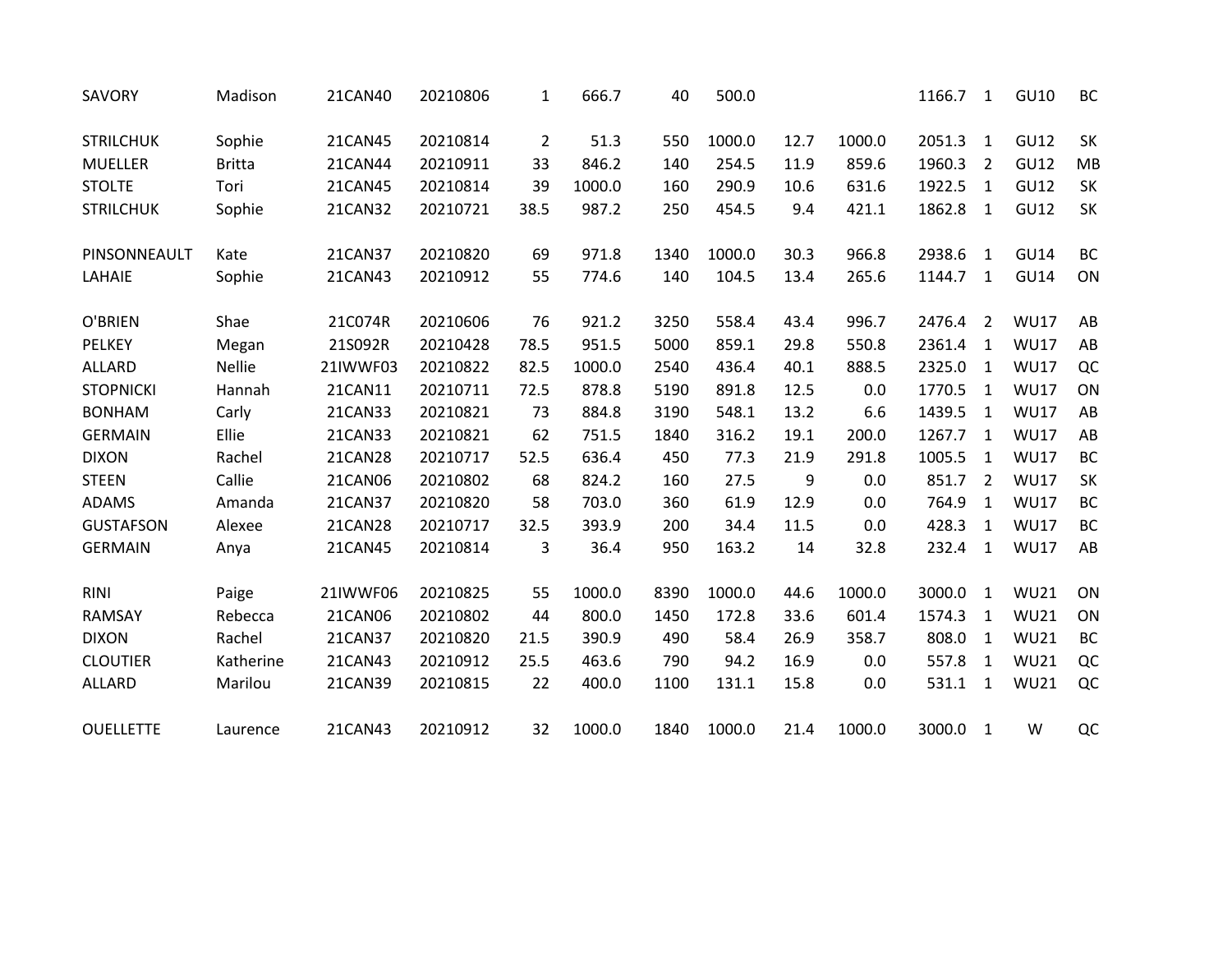| | | | | | | | | | | | | | |
|---|---|---|---|---|---|---|---|---|---|---|---|---|---|
| SAVORY | Madison | 21CAN40 | 20210806 | 1 | 666.7 | 40 | 500.0 | | | 1166.7 | 1 | GU10 | BC |
| | | | | | | | | | | | | | |
| STRILCHUK | Sophie | 21CAN45 | 20210814 | 2 | 51.3 | 550 | 1000.0 | 12.7 | 1000.0 | 2051.3 | 1 | GU12 | SK |
| MUELLER | Britta | 21CAN44 | 20210911 | 33 | 846.2 | 140 | 254.5 | 11.9 | 859.6 | 1960.3 | 2 | GU12 | MB |
| STOLTE | Tori | 21CAN45 | 20210814 | 39 | 1000.0 | 160 | 290.9 | 10.6 | 631.6 | 1922.5 | 1 | GU12 | SK |
| STRILCHUK | Sophie | 21CAN32 | 20210721 | 38.5 | 987.2 | 250 | 454.5 | 9.4 | 421.1 | 1862.8 | 1 | GU12 | SK |
| | | | | | | | | | | | | | |
| PINSONNEAULT | Kate | 21CAN37 | 20210820 | 69 | 971.8 | 1340 | 1000.0 | 30.3 | 966.8 | 2938.6 | 1 | GU14 | BC |
| LAHAIE | Sophie | 21CAN43 | 20210912 | 55 | 774.6 | 140 | 104.5 | 13.4 | 265.6 | 1144.7 | 1 | GU14 | ON |
| | | | | | | | | | | | | | |
| O'BRIEN | Shae | 21C074R | 20210606 | 76 | 921.2 | 3250 | 558.4 | 43.4 | 996.7 | 2476.4 | 2 | WU17 | AB |
| PELKEY | Megan | 21S092R | 20210428 | 78.5 | 951.5 | 5000 | 859.1 | 29.8 | 550.8 | 2361.4 | 1 | WU17 | AB |
| ALLARD | Nellie | 21IWWF03 | 20210822 | 82.5 | 1000.0 | 2540 | 436.4 | 40.1 | 888.5 | 2325.0 | 1 | WU17 | QC |
| STOPNICKI | Hannah | 21CAN11 | 20210711 | 72.5 | 878.8 | 5190 | 891.8 | 12.5 | 0.0 | 1770.5 | 1 | WU17 | ON |
| BONHAM | Carly | 21CAN33 | 20210821 | 73 | 884.8 | 3190 | 548.1 | 13.2 | 6.6 | 1439.5 | 1 | WU17 | AB |
| GERMAIN | Ellie | 21CAN33 | 20210821 | 62 | 751.5 | 1840 | 316.2 | 19.1 | 200.0 | 1267.7 | 1 | WU17 | AB |
| DIXON | Rachel | 21CAN28 | 20210717 | 52.5 | 636.4 | 450 | 77.3 | 21.9 | 291.8 | 1005.5 | 1 | WU17 | BC |
| STEEN | Callie | 21CAN06 | 20210802 | 68 | 824.2 | 160 | 27.5 | 9 | 0.0 | 851.7 | 2 | WU17 | SK |
| ADAMS | Amanda | 21CAN37 | 20210820 | 58 | 703.0 | 360 | 61.9 | 12.9 | 0.0 | 764.9 | 1 | WU17 | BC |
| GUSTAFSON | Alexee | 21CAN28 | 20210717 | 32.5 | 393.9 | 200 | 34.4 | 11.5 | 0.0 | 428.3 | 1 | WU17 | BC |
| GERMAIN | Anya | 21CAN45 | 20210814 | 3 | 36.4 | 950 | 163.2 | 14 | 32.8 | 232.4 | 1 | WU17 | AB |
| | | | | | | | | | | | | | |
| RINI | Paige | 21IWWF06 | 20210825 | 55 | 1000.0 | 8390 | 1000.0 | 44.6 | 1000.0 | 3000.0 | 1 | WU21 | ON |
| RAMSAY | Rebecca | 21CAN06 | 20210802 | 44 | 800.0 | 1450 | 172.8 | 33.6 | 601.4 | 1574.3 | 1 | WU21 | ON |
| DIXON | Rachel | 21CAN37 | 20210820 | 21.5 | 390.9 | 490 | 58.4 | 26.9 | 358.7 | 808.0 | 1 | WU21 | BC |
| CLOUTIER | Katherine | 21CAN43 | 20210912 | 25.5 | 463.6 | 790 | 94.2 | 16.9 | 0.0 | 557.8 | 1 | WU21 | QC |
| ALLARD | Marilou | 21CAN39 | 20210815 | 22 | 400.0 | 1100 | 131.1 | 15.8 | 0.0 | 531.1 | 1 | WU21 | QC |
| | | | | | | | | | | | | | |
| OUELLETTE | Laurence | 21CAN43 | 20210912 | 32 | 1000.0 | 1840 | 1000.0 | 21.4 | 1000.0 | 3000.0 | 1 | W | QC |